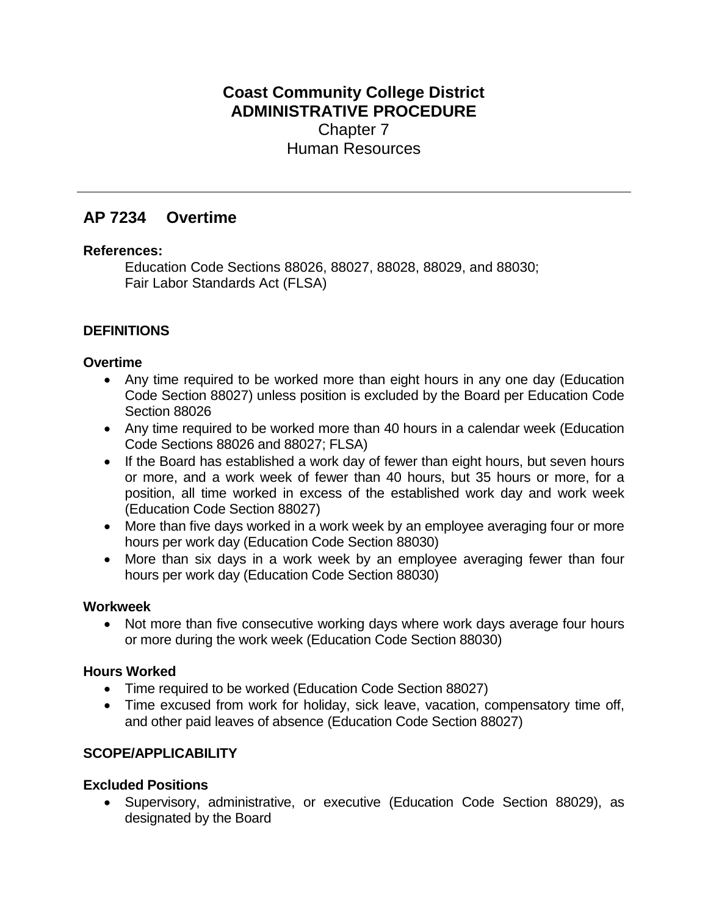# Coast Community College District
## ADMINISTRATIVE PROCEDURE
Chapter 7

Human Resources

---

## AP 7234 Overtime

**References:**

Education Code Sections 88026, 88027, 88028, 88029, and 88030;
Fair Labor Standards Act (FLSA)

### DEFINITIONS

**Overtime**

- Any time required to be worked more than eight hours in any one day (Education Code Section 88027) unless position is excluded by the Board per Education Code Section 88026
- Any time required to be worked more than 40 hours in a calendar week (Education Code Sections 88026 and 88027; FLSA)
- If the Board has established a work day of fewer than eight hours, but seven hours or more, and a work week of fewer than 40 hours, but 35 hours or more, for a position, all time worked in excess of the established work day and work week (Education Code Section 88027)
- More than five days worked in a work week by an employee averaging four or more hours per work day (Education Code Section 88030)
- More than six days in a work week by an employee averaging fewer than four hours per work day (Education Code Section 88030)

**Workweek**

- Not more than five consecutive working days where work days average four hours or more during the work week (Education Code Section 88030)

**Hours Worked**

- Time required to be worked (Education Code Section 88027)
- Time excused from work for holiday, sick leave, vacation, compensatory time off, and other paid leaves of absence (Education Code Section 88027)

### SCOPE/APPLICABILITY

**Excluded Positions**

- Supervisory, administrative, or executive (Education Code Section 88029), as designated by the Board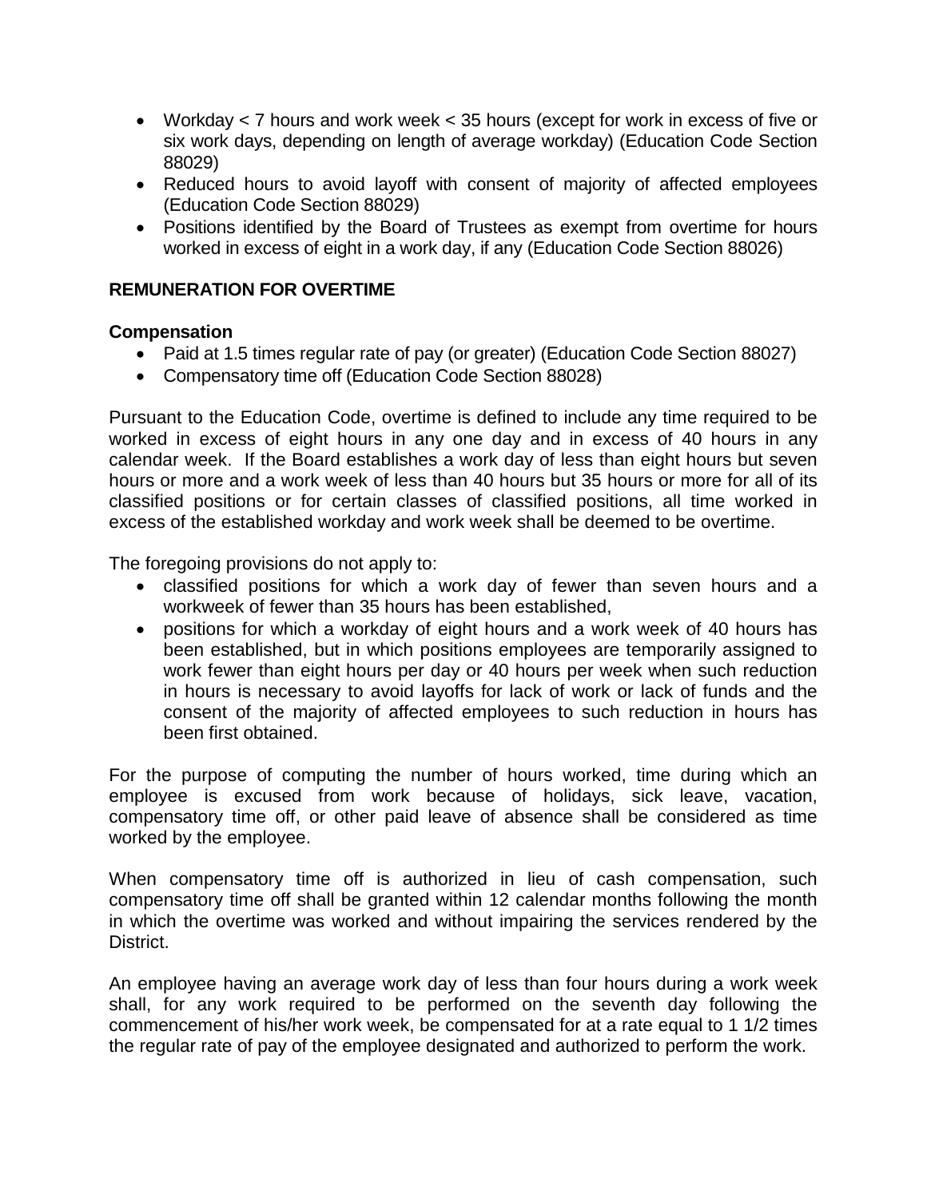- Workday < 7 hours and work week < 35 hours (except for work in excess of five or six work days, depending on length of average workday) (Education Code Section 88029)
- Reduced hours to avoid layoff with consent of majority of affected employees (Education Code Section 88029)
- Positions identified by the Board of Trustees as exempt from overtime for hours worked in excess of eight in a work day, if any (Education Code Section 88026)

**REMUNERATION FOR OVERTIME**

**Compensation**

- Paid at 1.5 times regular rate of pay (or greater) (Education Code Section 88027)
- Compensatory time off (Education Code Section 88028)

Pursuant to the Education Code, overtime is defined to include any time required to be worked in excess of eight hours in any one day and in excess of 40 hours in any calendar week. If the Board establishes a work day of less than eight hours but seven hours or more and a work week of less than 40 hours but 35 hours or more for all of its classified positions or for certain classes of classified positions, all time worked in excess of the established workday and work week shall be deemed to be overtime.

The foregoing provisions do not apply to:

- classified positions for which a work day of fewer than seven hours and a workweek of fewer than 35 hours has been established,
- positions for which a workday of eight hours and a work week of 40 hours has been established, but in which positions employees are temporarily assigned to work fewer than eight hours per day or 40 hours per week when such reduction in hours is necessary to avoid layoffs for lack of work or lack of funds and the consent of the majority of affected employees to such reduction in hours has been first obtained.

For the purpose of computing the number of hours worked, time during which an employee is excused from work because of holidays, sick leave, vacation, compensatory time off, or other paid leave of absence shall be considered as time worked by the employee.

When compensatory time off is authorized in lieu of cash compensation, such compensatory time off shall be granted within 12 calendar months following the month in which the overtime was worked and without impairing the services rendered by the District.

An employee having an average work day of less than four hours during a work week shall, for any work required to be performed on the seventh day following the commencement of his/her work week, be compensated for at a rate equal to 1 1/2 times the regular rate of pay of the employee designated and authorized to perform the work.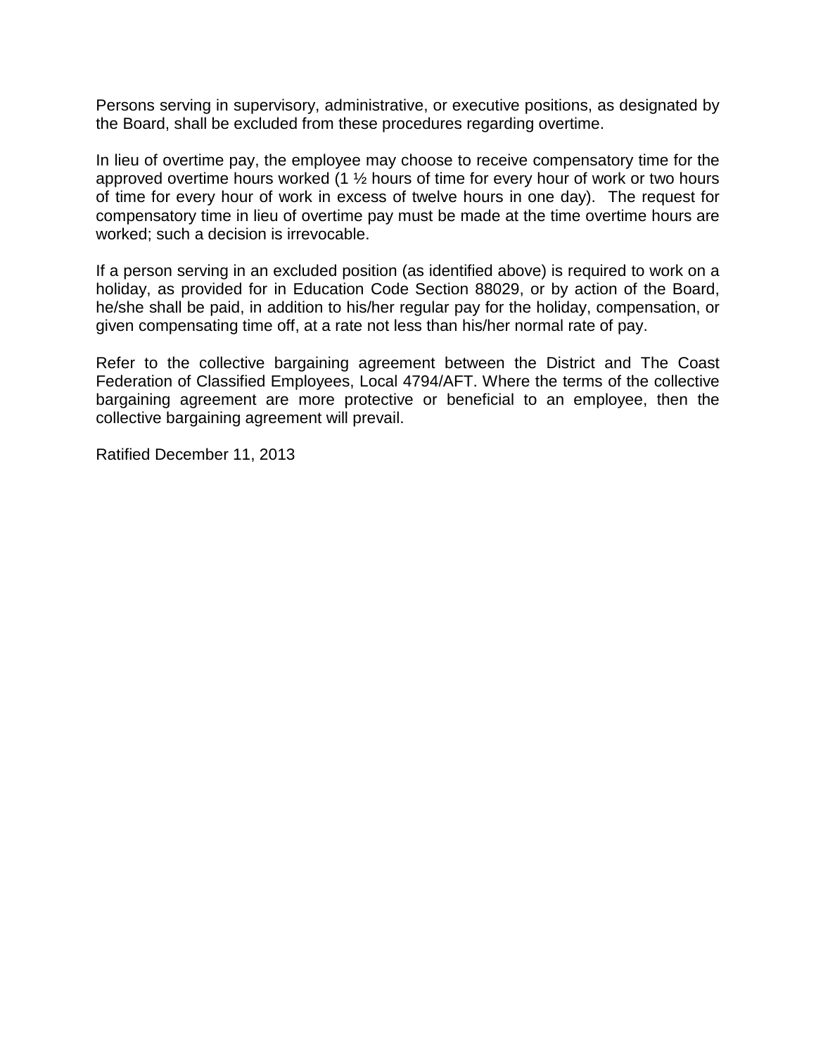Persons serving in supervisory, administrative, or executive positions, as designated by the Board, shall be excluded from these procedures regarding overtime.

In lieu of overtime pay, the employee may choose to receive compensatory time for the approved overtime hours worked (1 ½ hours of time for every hour of work or two hours of time for every hour of work in excess of twelve hours in one day). The request for compensatory time in lieu of overtime pay must be made at the time overtime hours are worked; such a decision is irrevocable.

If a person serving in an excluded position (as identified above) is required to work on a holiday, as provided for in Education Code Section 88029, or by action of the Board, he/she shall be paid, in addition to his/her regular pay for the holiday, compensation, or given compensating time off, at a rate not less than his/her normal rate of pay.

Refer to the collective bargaining agreement between the District and The Coast Federation of Classified Employees, Local 4794/AFT. Where the terms of the collective bargaining agreement are more protective or beneficial to an employee, then the collective bargaining agreement will prevail.

Ratified December 11, 2013